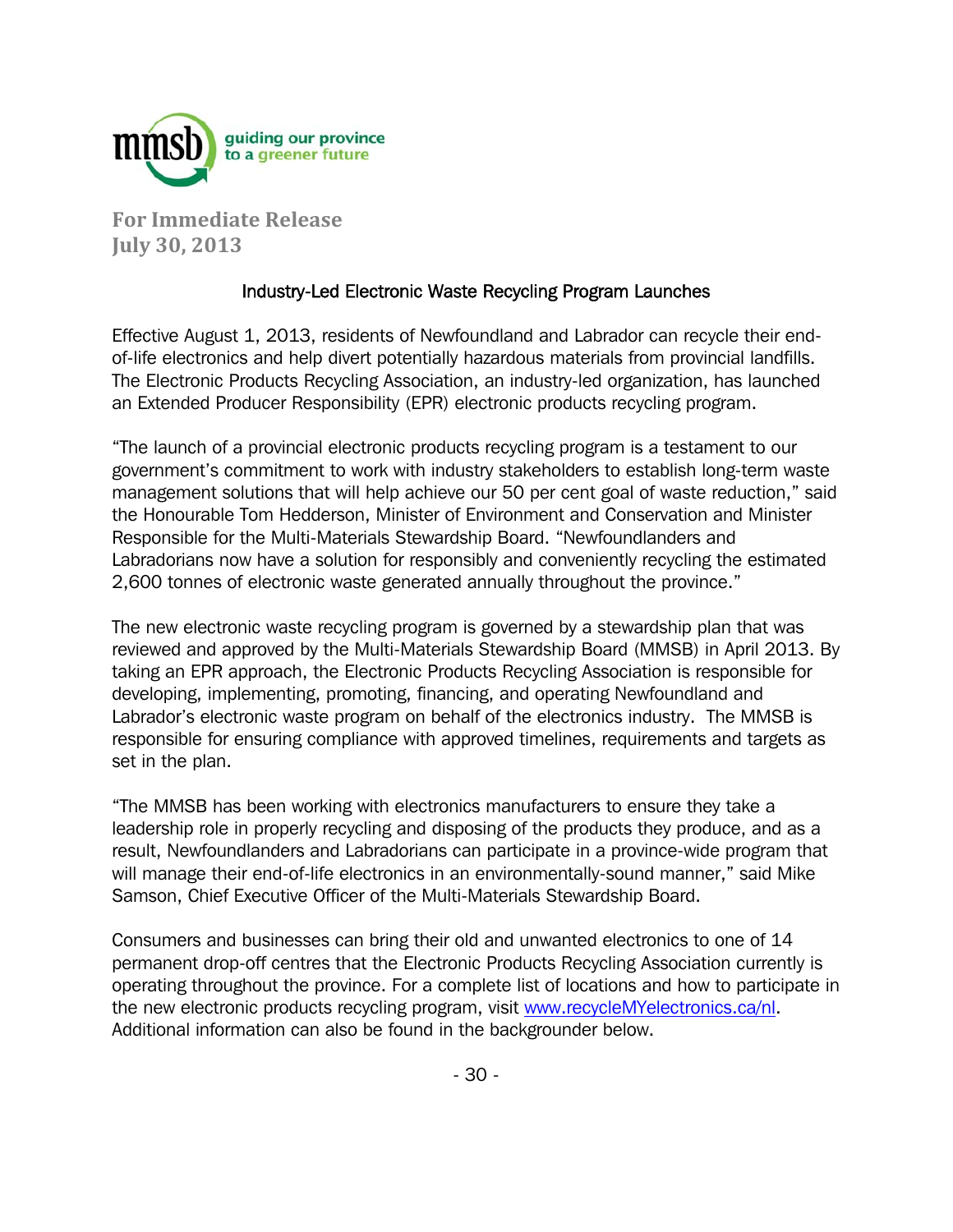mmsb guiding our province to a greener future

**For Immediate Release**
**July 30, 2013**

## Industry-Led Electronic Waste Recycling Program Launches

Effective August 1, 2013, residents of Newfoundland and Labrador can recycle their end-of-life electronics and help divert potentially hazardous materials from provincial landfills. The Electronic Products Recycling Association, an industry-led organization, has launched an Extended Producer Responsibility (EPR) electronic products recycling program.

"The launch of a provincial electronic products recycling program is a testament to our government's commitment to work with industry stakeholders to establish long-term waste management solutions that will help achieve our 50 per cent goal of waste reduction," said the Honourable Tom Hedderson, Minister of Environment and Conservation and Minister Responsible for the Multi-Materials Stewardship Board. "Newfoundlanders and Labradorians now have a solution for responsibly and conveniently recycling the estimated 2,600 tonnes of electronic waste generated annually throughout the province."

The new electronic waste recycling program is governed by a stewardship plan that was reviewed and approved by the Multi-Materials Stewardship Board (MMSB) in April 2013. By taking an EPR approach, the Electronic Products Recycling Association is responsible for developing, implementing, promoting, financing, and operating Newfoundland and Labrador's electronic waste program on behalf of the electronics industry. The MMSB is responsible for ensuring compliance with approved timelines, requirements and targets as set in the plan.

"The MMSB has been working with electronics manufacturers to ensure they take a leadership role in properly recycling and disposing of the products they produce, and as a result, Newfoundlanders and Labradorians can participate in a province-wide program that will manage their end-of-life electronics in an environmentally-sound manner," said Mike Samson, Chief Executive Officer of the Multi-Materials Stewardship Board.

Consumers and businesses can bring their old and unwanted electronics to one of 14 permanent drop-off centres that the Electronic Products Recycling Association currently is operating throughout the province. For a complete list of locations and how to participate in the new electronic products recycling program, visit www.recycleMYelectronics.ca/nl. Additional information can also be found in the backgrounder below.

- 30 -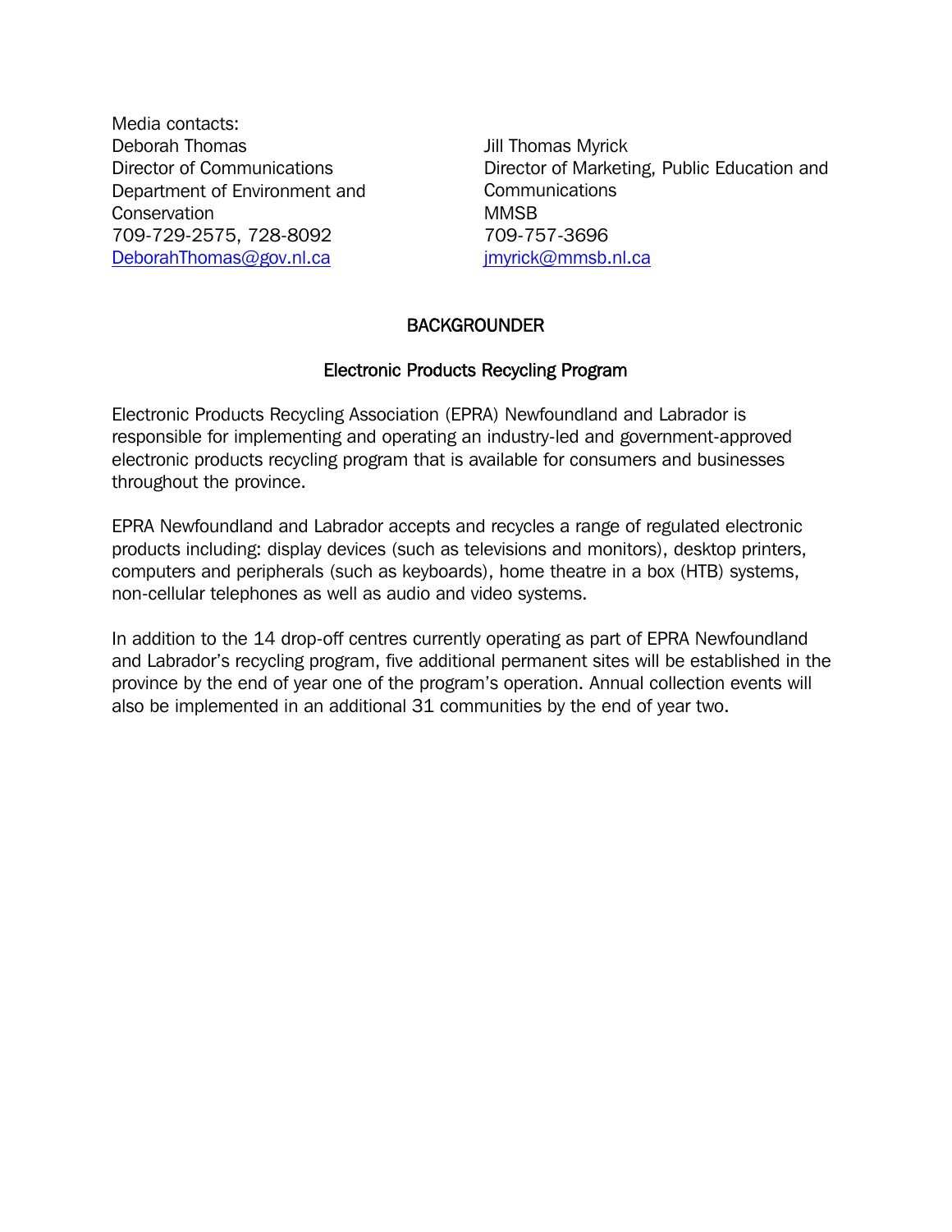Media contacts:
Deborah Thomas
Director of Communications
Department of Environment and Conservation
709-729-2575, 728-8092
DeborahThomas@gov.nl.ca

Jill Thomas Myrick
Director of Marketing, Public Education and Communications
MMSB
709-757-3696
jmyrick@mmsb.nl.ca

## BACKGROUNDER

### Electronic Products Recycling Program

Electronic Products Recycling Association (EPRA) Newfoundland and Labrador is responsible for implementing and operating an industry-led and government-approved electronic products recycling program that is available for consumers and businesses throughout the province.

EPRA Newfoundland and Labrador accepts and recycles a range of regulated electronic products including: display devices (such as televisions and monitors), desktop printers, computers and peripherals (such as keyboards), home theatre in a box (HTB) systems, non-cellular telephones as well as audio and video systems.

In addition to the 14 drop-off centres currently operating as part of EPRA Newfoundland and Labrador's recycling program, five additional permanent sites will be established in the province by the end of year one of the program's operation. Annual collection events will also be implemented in an additional 31 communities by the end of year two.